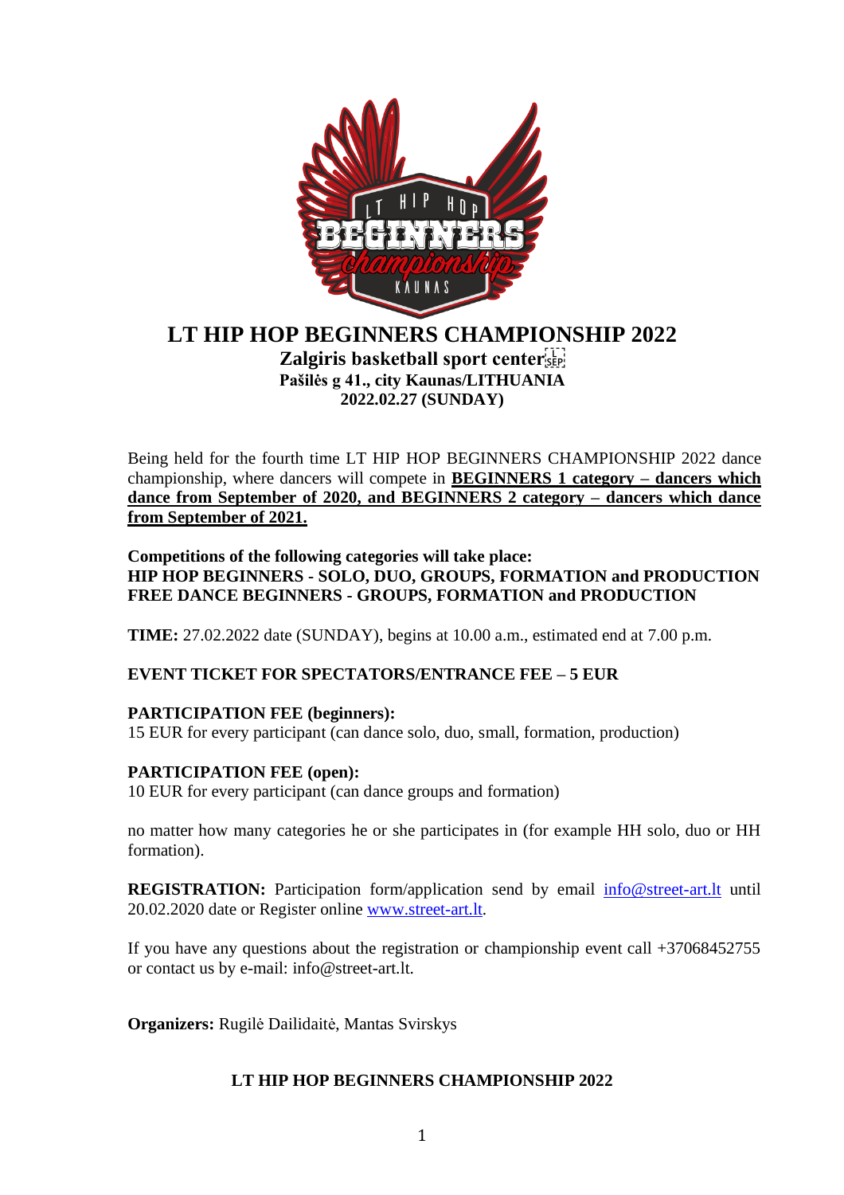# LT HIP HOP BEGINNERS CHAMPIONSHIP 2022

**Zalgiris basketball sport center**
**Pašilės g 41., city Kaunas/LITHUANIA**
**2022.02.27 (SUNDAY)**

Being held for the fourth time LT HIP HOP BEGINNERS CHAMPIONSHIP 2022 dance championship, where dancers will compete in **BEGINNERS 1 category – dancers which dance from September of 2020, and BEGINNERS 2 category – dancers which dance from September of 2021.**

**Competitions of the following categories will take place:**
**HIP HOP BEGINNERS - SOLO, DUO, GROUPS, FORMATION and PRODUCTION**
**FREE DANCE BEGINNERS - GROUPS, FORMATION and PRODUCTION**

**TIME:** 27.02.2022 date (SUNDAY), begins at 10.00 a.m., estimated end at 7.00 p.m.

**EVENT TICKET FOR SPECTATORS/ENTRANCE FEE – 5 EUR**

**PARTICIPATION FEE (beginners):**
15 EUR for every participant (can dance solo, duo, small, formation, production)

**PARTICIPATION FEE (open):**
10 EUR for every participant (can dance groups and formation)

no matter how many categories he or she participates in (for example HH solo, duo or HH formation).

**REGISTRATION:** Participation form/application send by email info@street-art.lt until 20.02.2020 date or Register online www.street-art.lt.

If you have any questions about the registration or championship event call +37068452755 or contact us by e-mail: info@street-art.lt.

**Organizers:** Rugilė Dailidaitė, Mantas Svirskys

**LT HIP HOP BEGINNERS CHAMPIONSHIP 2022**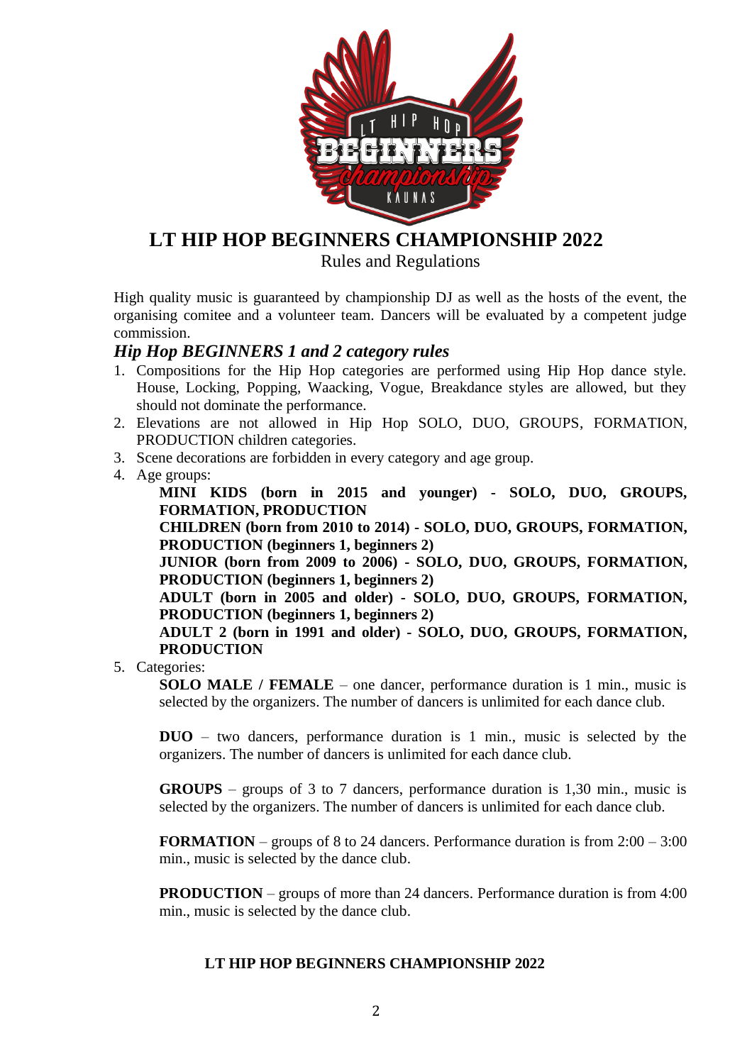# LT HIP HOP BEGINNERS CHAMPIONSHIP 2022

Rules and Regulations

High quality music is guaranteed by championship DJ as well as the hosts of the event, the organising comitee and a volunteer team. Dancers will be evaluated by a competent judge commission.

### *Hip Hop BEGINNERS 1 and 2 category rules*

1. Compositions for the Hip Hop categories are performed using Hip Hop dance style. House, Locking, Popping, Waacking, Vogue, Breakdance styles are allowed, but they should not dominate the performance.
2. Elevations are not allowed in Hip Hop SOLO, DUO, GROUPS, FORMATION, PRODUCTION children categories.
3. Scene decorations are forbidden in every category and age group.
4. Age groups:

   **MINI KIDS (born in 2015 and younger) - SOLO, DUO, GROUPS, FORMATION, PRODUCTION**

   **CHILDREN (born from 2010 to 2014) - SOLO, DUO, GROUPS, FORMATION, PRODUCTION (beginners 1, beginners 2)**

   **JUNIOR (born from 2009 to 2006) - SOLO, DUO, GROUPS, FORMATION, PRODUCTION (beginners 1, beginners 2)**

   **ADULT (born in 2005 and older) - SOLO, DUO, GROUPS, FORMATION, PRODUCTION (beginners 1, beginners 2)**

   **ADULT 2 (born in 1991 and older) - SOLO, DUO, GROUPS, FORMATION, PRODUCTION**

5. Categories:

   **SOLO MALE / FEMALE** – one dancer, performance duration is 1 min., music is selected by the organizers. The number of dancers is unlimited for each dance club.

   **DUO** – two dancers, performance duration is 1 min., music is selected by the organizers. The number of dancers is unlimited for each dance club.

   **GROUPS** – groups of 3 to 7 dancers, performance duration is 1,30 min., music is selected by the organizers. The number of dancers is unlimited for each dance club.

   **FORMATION** – groups of 8 to 24 dancers. Performance duration is from 2:00 – 3:00 min., music is selected by the dance club.

   **PRODUCTION** – groups of more than 24 dancers. Performance duration is from 4:00 min., music is selected by the dance club.

**LT HIP HOP BEGINNERS CHAMPIONSHIP 2022**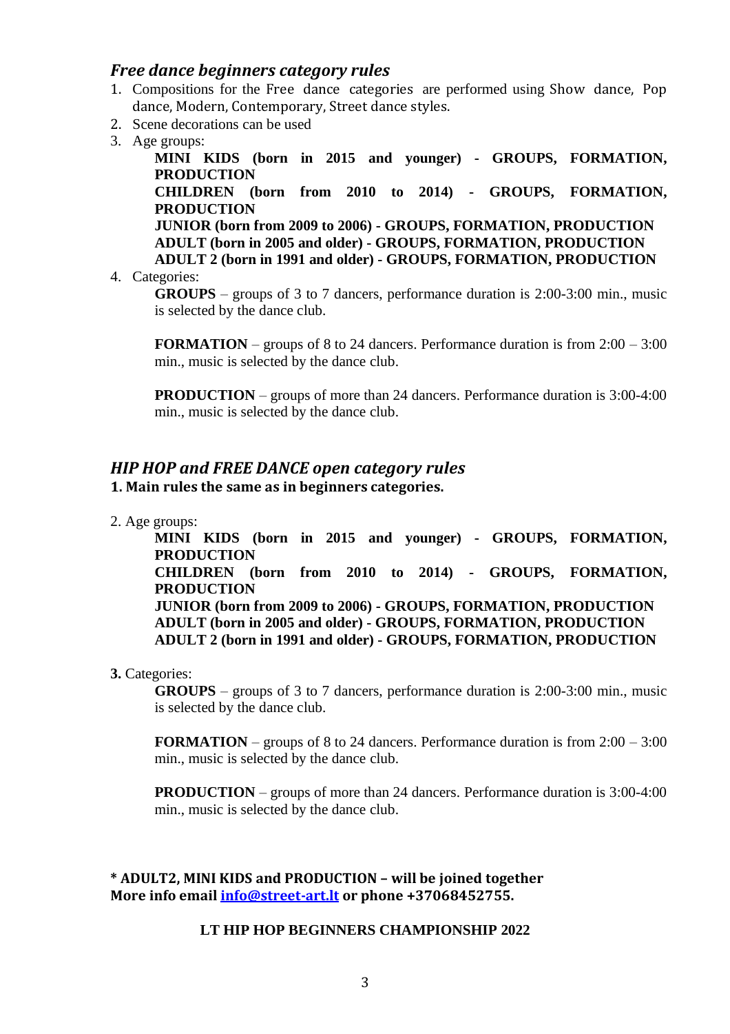## *Free dance beginners category rules*

1. Compositions for the Free dance categories are performed using Show dance, Pop dance, Modern, Contemporary, Street dance styles.
2. Scene decorations can be used
3. Age groups:

   **MINI KIDS (born in 2015 and younger) - GROUPS, FORMATION, PRODUCTION**
   **CHILDREN (born from 2010 to 2014) - GROUPS, FORMATION, PRODUCTION**
   **JUNIOR (born from 2009 to 2006) - GROUPS, FORMATION, PRODUCTION**
   **ADULT (born in 2005 and older) - GROUPS, FORMATION, PRODUCTION**
   **ADULT 2 (born in 1991 and older) - GROUPS, FORMATION, PRODUCTION**

4. Categories:

   **GROUPS** – groups of 3 to 7 dancers, performance duration is 2:00-3:00 min., music is selected by the dance club.

   **FORMATION** – groups of 8 to 24 dancers. Performance duration is from 2:00 – 3:00 min., music is selected by the dance club.

   **PRODUCTION** – groups of more than 24 dancers. Performance duration is 3:00-4:00 min., music is selected by the dance club.

## *HIP HOP and FREE DANCE open category rules*

**1. Main rules the same as in beginners categories.**

2. Age groups:

   **MINI KIDS (born in 2015 and younger) - GROUPS, FORMATION, PRODUCTION**
   **CHILDREN (born from 2010 to 2014) - GROUPS, FORMATION, PRODUCTION**
   **JUNIOR (born from 2009 to 2006) - GROUPS, FORMATION, PRODUCTION**
   **ADULT (born in 2005 and older) - GROUPS, FORMATION, PRODUCTION**
   **ADULT 2 (born in 1991 and older) - GROUPS, FORMATION, PRODUCTION**

**3.** Categories:

   **GROUPS** – groups of 3 to 7 dancers, performance duration is 2:00-3:00 min., music is selected by the dance club.

   **FORMATION** – groups of 8 to 24 dancers. Performance duration is from 2:00 – 3:00 min., music is selected by the dance club.

   **PRODUCTION** – groups of more than 24 dancers. Performance duration is 3:00-4:00 min., music is selected by the dance club.

**\* ADULT2, MINI KIDS and PRODUCTION – will be joined together**
**More info email [info@street-art.lt](mailto:info@street-art.lt) or phone +37068452755.**

**LT HIP HOP BEGINNERS CHAMPIONSHIP 2022**